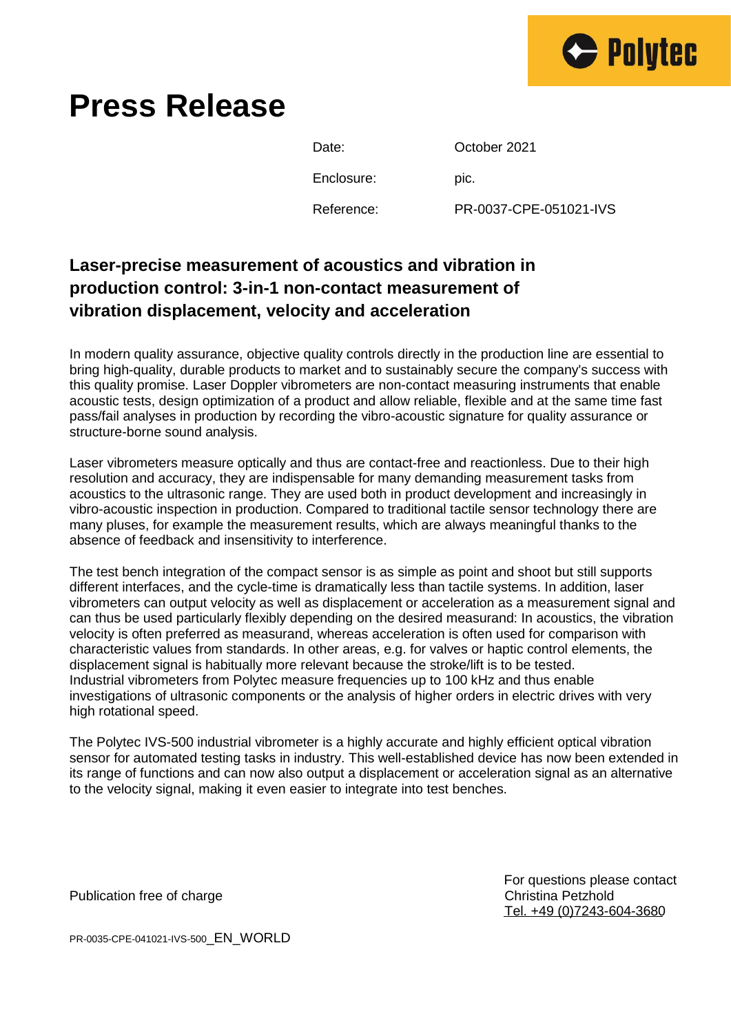Polytec

# Press Release

| Date: | October 2021 |
| --- | --- |
| Enclosure: | pic. |
| Reference: | PR-0037-CPE-051021-IVS |

## Laser-precise measurement of acoustics and vibration in production control: 3-in-1 non-contact measurement of vibration displacement, velocity and acceleration

In modern quality assurance, objective quality controls directly in the production line are essential to bring high-quality, durable products to market and to sustainably secure the company's success with this quality promise. Laser Doppler vibrometers are non-contact measuring instruments that enable acoustic tests, design optimization of a product and allow reliable, flexible and at the same time fast pass/fail analyses in production by recording the vibro-acoustic signature for quality assurance or structure-borne sound analysis.

Laser vibrometers measure optically and thus are contact-free and reactionless. Due to their high resolution and accuracy, they are indispensable for many demanding measurement tasks from acoustics to the ultrasonic range. They are used both in product development and increasingly in vibro-acoustic inspection in production. Compared to traditional tactile sensor technology there are many pluses, for example the measurement results, which are always meaningful thanks to the absence of feedback and insensitivity to interference.

The test bench integration of the compact sensor is as simple as point and shoot but still supports different interfaces, and the cycle-time is dramatically less than tactile systems. In addition, laser vibrometers can output velocity as well as displacement or acceleration as a measurement signal and can thus be used particularly flexibly depending on the desired measurand: In acoustics, the vibration velocity is often preferred as measurand, whereas acceleration is often used for comparison with characteristic values from standards. In other areas, e.g. for valves or haptic control elements, the displacement signal is habitually more relevant because the stroke/lift is to be tested.
Industrial vibrometers from Polytec measure frequencies up to 100 kHz and thus enable investigations of ultrasonic components or the analysis of higher orders in electric drives with very high rotational speed.

The Polytec IVS-500 industrial vibrometer is a highly accurate and highly efficient optical vibration sensor for automated testing tasks in industry. This well-established device has now been extended in its range of functions and can now also output a displacement or acceleration signal as an alternative to the velocity signal, making it even easier to integrate into test benches.

Publication free of charge

For questions please contact
Christina Petzhold
Tel. +49 (0)7243-604-3680

PR-0035-CPE-041021-IVS-500_EN_WORLD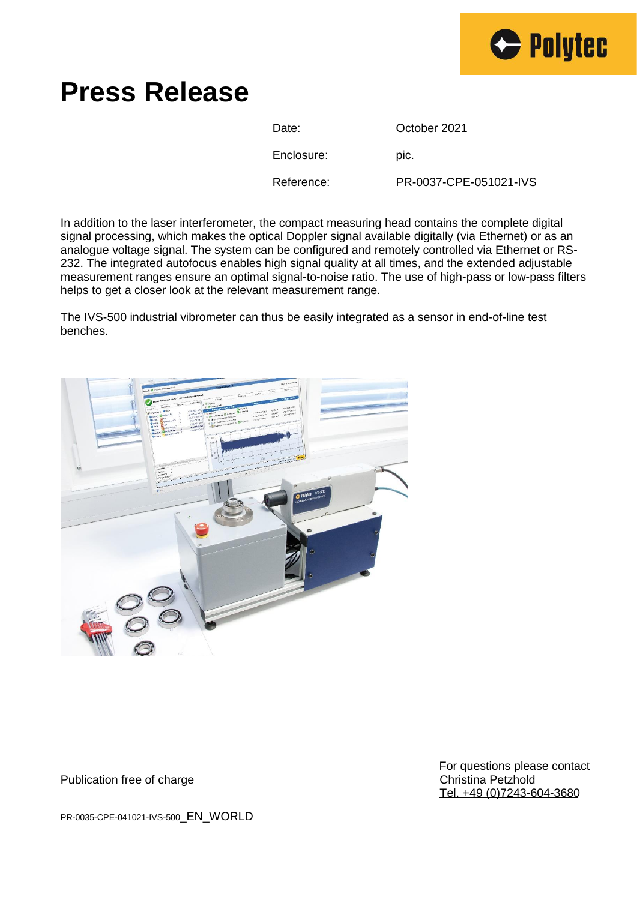# Press Release

| | |
|---|---|
| Date: | October 2021 |
| Enclosure: | pic. |
| Reference: | PR-0037-CPE-051021-IVS |

In addition to the laser interferometer, the compact measuring head contains the complete digital signal processing, which makes the optical Doppler signal available digitally (via Ethernet) or as an analogue voltage signal. The system can be configured and remotely controlled via Ethernet or RS-232. The integrated autofocus enables high signal quality at all times, and the extended adjustable measurement ranges ensure an optimal signal-to-noise ratio. The use of high-pass or low-pass filters helps to get a closer look at the relevant measurement range.

The IVS-500 industrial vibrometer can thus be easily integrated as a sensor in end-of-line test benches.

Publication free of charge

For questions please contact
Christina Petzhold
Tel. +49 (0)7243-604-3680

PR-0035-CPE-041021-IVS-500_EN_WORLD